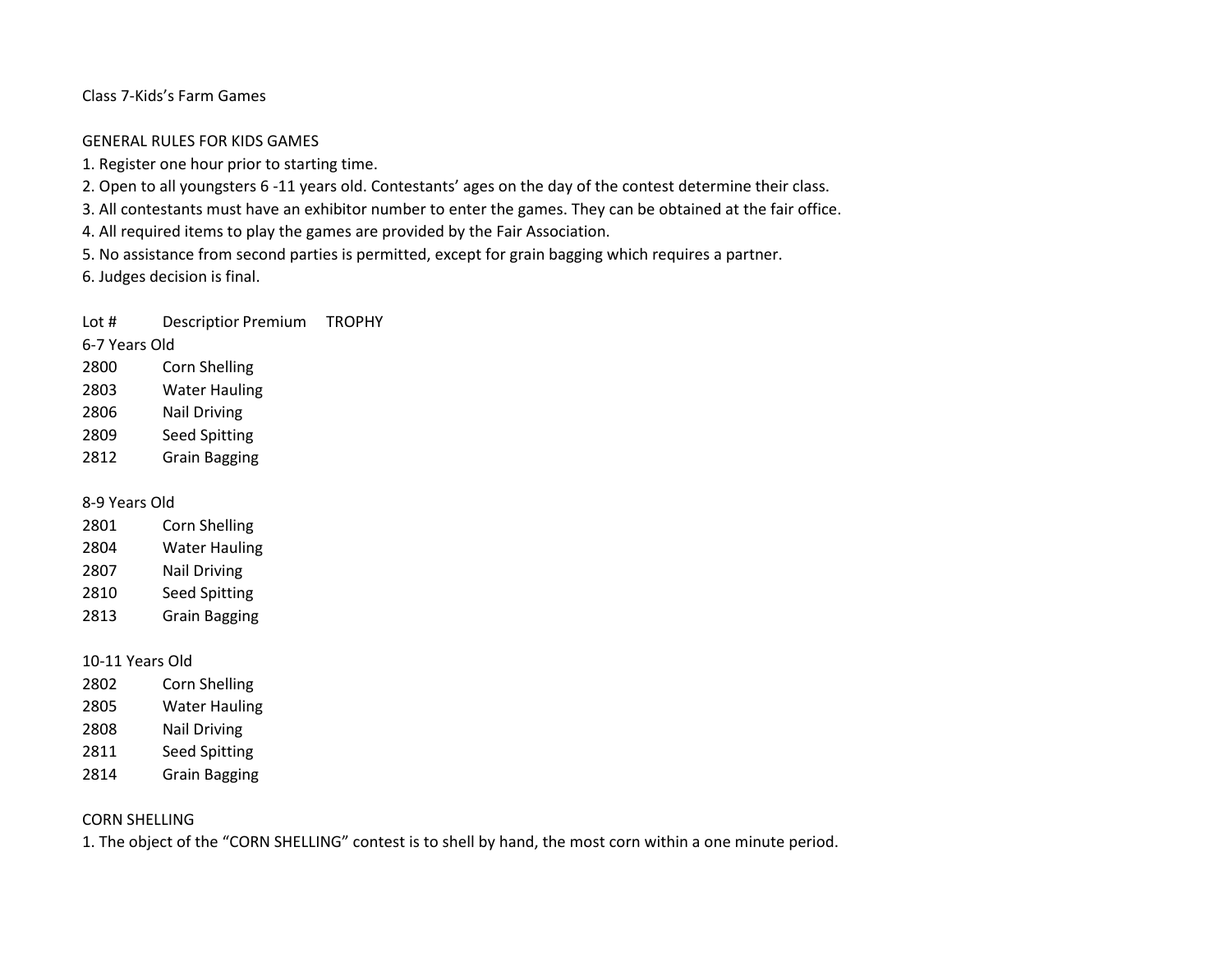Class 7-Kids's Farm Games

GENERAL RULES FOR KIDS GAMES

1. Register one hour prior to starting time.
2. Open to all youngsters 6 -11 years old. Contestants' ages on the day of the contest determine their class.
3. All contestants must have an exhibitor number to enter the games. They can be obtained at the fair office.
4. All required items to play the games are provided by the Fair Association.
5. No assistance from second parties is permitted, except for grain bagging which requires a partner.
6. Judges decision is final.

| Lot # | Descriptior | Premium | TROPHY |
|---|---|---|---|
| 6-7 Years Old | | | |
| 2800 | Corn Shelling | | |
| 2803 | Water Hauling | | |
| 2806 | Nail Driving | | |
| 2809 | Seed Spitting | | |
| 2812 | Grain Bagging | | |
| 8-9 Years Old | | | |
| 2801 | Corn Shelling | | |
| 2804 | Water Hauling | | |
| 2807 | Nail Driving | | |
| 2810 | Seed Spitting | | |
| 2813 | Grain Bagging | | |
| 10-11 Years Old | | | |
| 2802 | Corn Shelling | | |
| 2805 | Water Hauling | | |
| 2808 | Nail Driving | | |
| 2811 | Seed Spitting | | |
| 2814 | Grain Bagging | | |

CORN SHELLING

1. The object of the "CORN SHELLING" contest is to shell by hand, the most corn within a one minute period.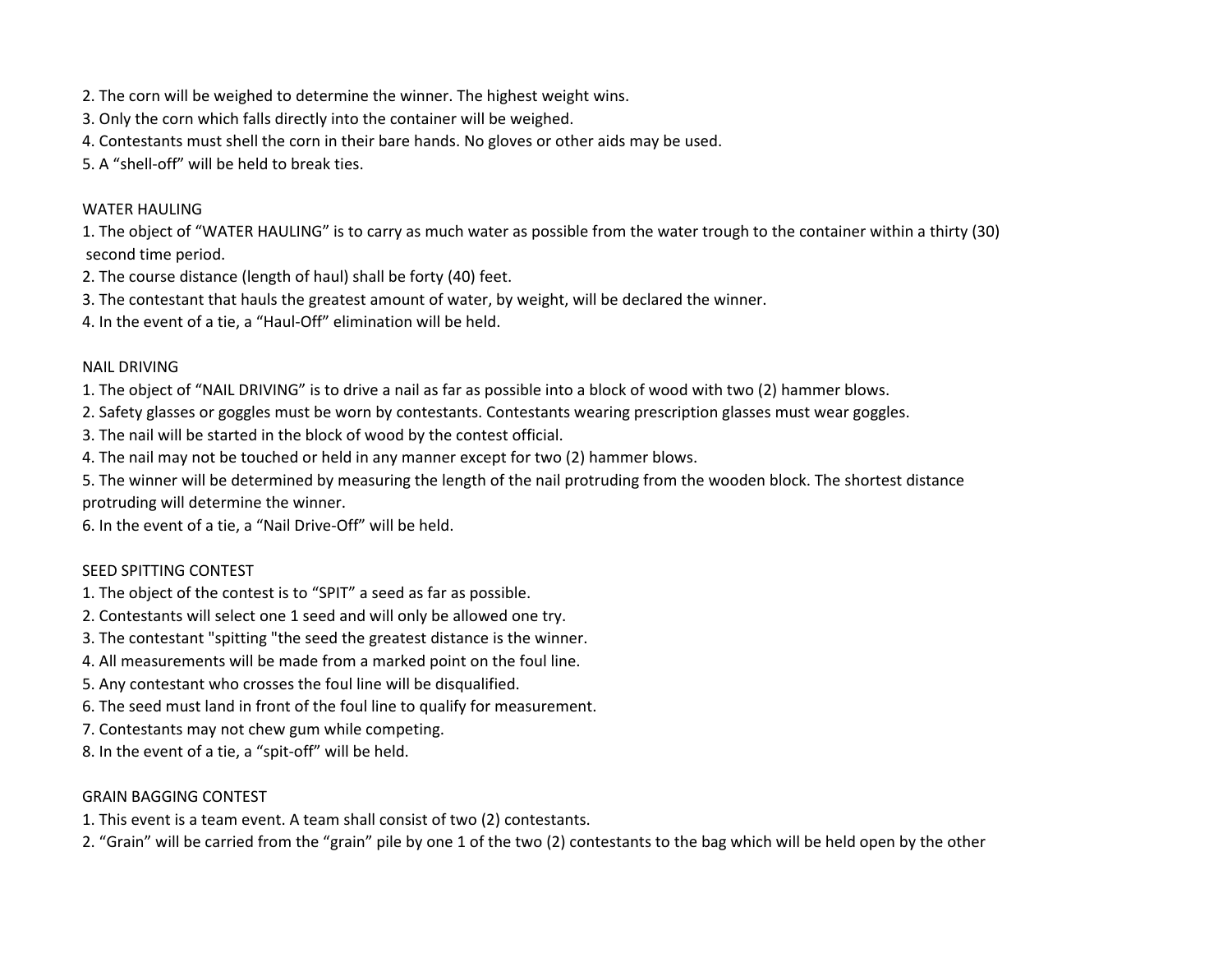2. The corn will be weighed to determine the winner. The highest weight wins.
3. Only the corn which falls directly into the container will be weighed.
4. Contestants must shell the corn in their bare hands. No gloves or other aids may be used.
5. A “shell-off” will be held to break ties.

WATER HAULING

1. The object of “WATER HAULING” is to carry as much water as possible from the water trough to the container within a thirty (30) second time period.
2. The course distance (length of haul) shall be forty (40) feet.
3. The contestant that hauls the greatest amount of water, by weight, will be declared the winner.
4. In the event of a tie, a “Haul-Off” elimination will be held.

NAIL DRIVING

1. The object of “NAIL DRIVING” is to drive a nail as far as possible into a block of wood with two (2) hammer blows.
2. Safety glasses or goggles must be worn by contestants. Contestants wearing prescription glasses must wear goggles.
3. The nail will be started in the block of wood by the contest official.
4. The nail may not be touched or held in any manner except for two (2) hammer blows.
5. The winner will be determined by measuring the length of the nail protruding from the wooden block. The shortest distance protruding will determine the winner.
6. In the event of a tie, a “Nail Drive-Off” will be held.

SEED SPITTING CONTEST

1. The object of the contest is to “SPIT” a seed as far as possible.
2. Contestants will select one 1 seed and will only be allowed one try.
3. The contestant "spitting "the seed the greatest distance is the winner.
4. All measurements will be made from a marked point on the foul line.
5. Any contestant who crosses the foul line will be disqualified.
6. The seed must land in front of the foul line to qualify for measurement.
7. Contestants may not chew gum while competing.
8. In the event of a tie, a “spit-off” will be held.

GRAIN BAGGING CONTEST

1. This event is a team event. A team shall consist of two (2) contestants.
2. “Grain” will be carried from the “grain” pile by one 1 of the two (2) contestants to the bag which will be held open by the other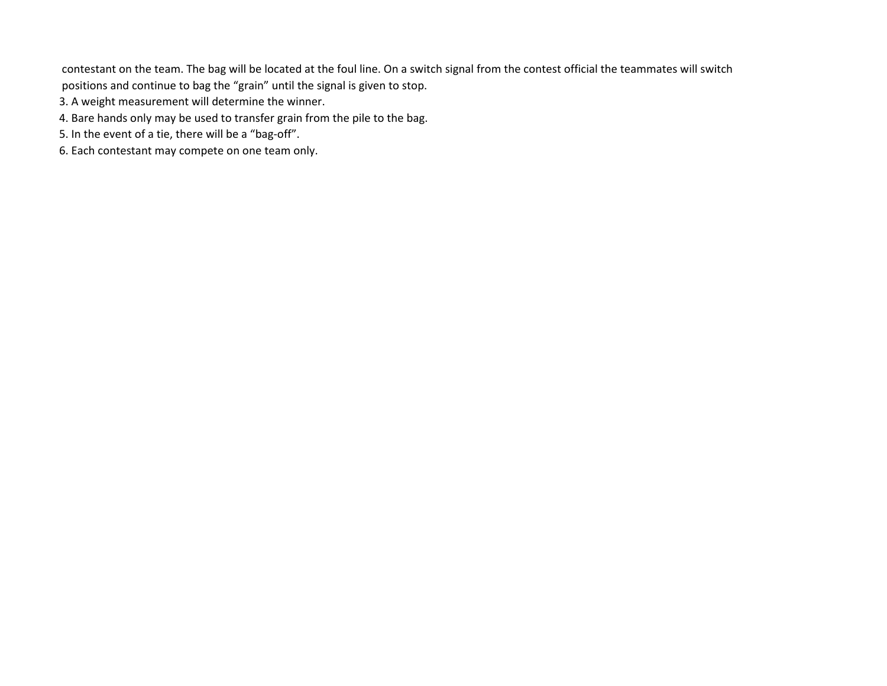contestant on the team. The bag will be located at the foul line. On a switch signal from the contest official the teammates will switch positions and continue to bag the "grain" until the signal is given to stop.

3. A weight measurement will determine the winner.
4. Bare hands only may be used to transfer grain from the pile to the bag.
5. In the event of a tie, there will be a "bag-off".
6. Each contestant may compete on one team only.